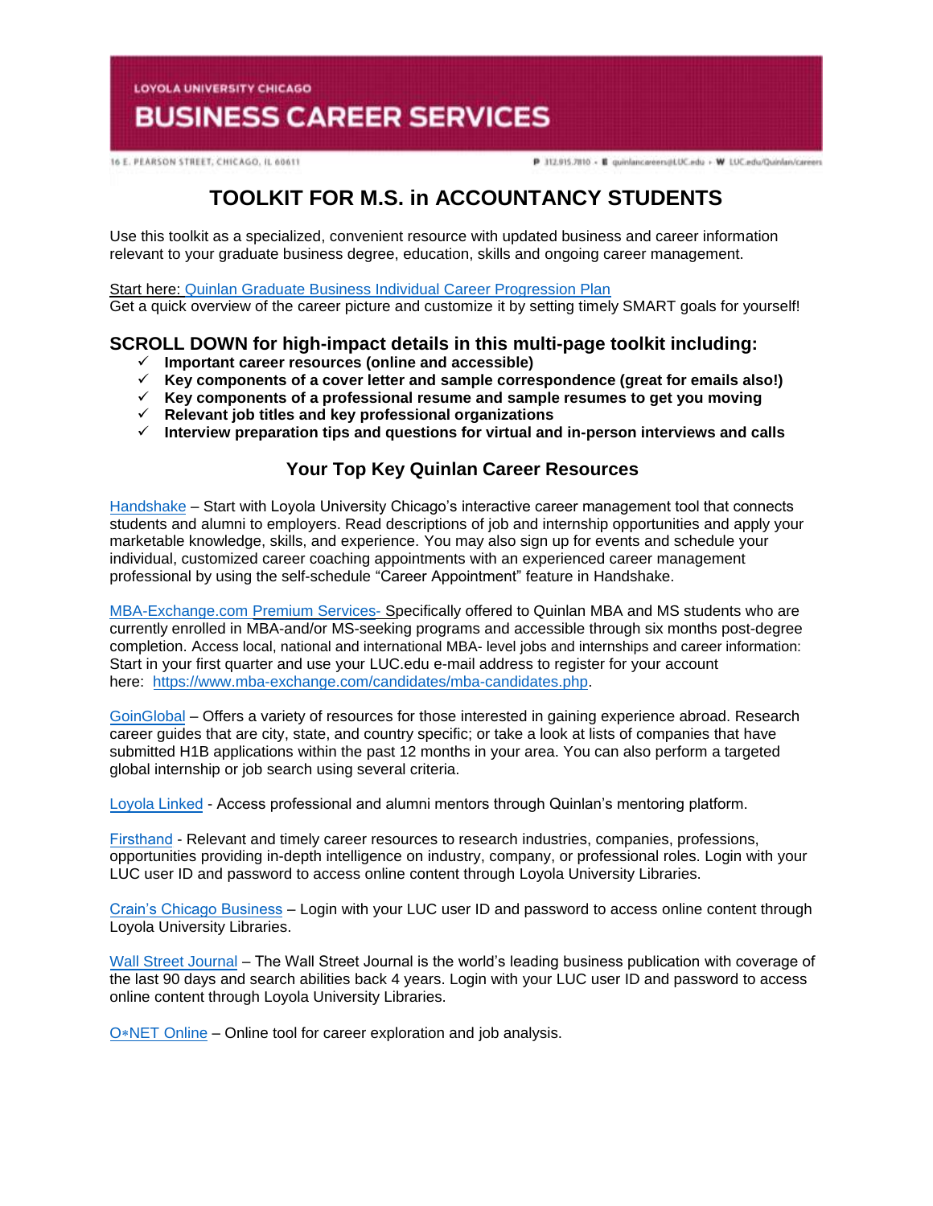LOYOLA UNIVERSITY CHICAGO

# BUSINESS CAREER SERVICES

16 E. PEARSON STREET, CHICAGO, IL 60611

P 312.915.7810 • E quinlancareers@LUC.edu • W LUC.edu/Quinlan/careers

# TOOLKIT FOR M.S. in ACCOUNTANCY STUDENTS

Use this toolkit as a specialized, convenient resource with updated business and career information relevant to your graduate business degree, education, skills and ongoing career management.

Start here: Quinlan Graduate Business Individual Career Progression Plan
Get a quick overview of the career picture and customize it by setting timely SMART goals for yourself!

## SCROLL DOWN for high-impact details in this multi-page toolkit including:

- ✓ **Important career resources (online and accessible)**
- ✓ **Key components of a cover letter and sample correspondence (great for emails also!)**
- ✓ **Key components of a professional resume and sample resumes to get you moving**
- ✓ **Relevant job titles and key professional organizations**
- ✓ **Interview preparation tips and questions for virtual and in-person interviews and calls**

### Your Top Key Quinlan Career Resources

Handshake – Start with Loyola University Chicago's interactive career management tool that connects students and alumni to employers. Read descriptions of job and internship opportunities and apply your marketable knowledge, skills, and experience. You may also sign up for events and schedule your individual, customized career coaching appointments with an experienced career management professional by using the self-schedule "Career Appointment" feature in Handshake.

MBA-Exchange.com Premium Services- Specifically offered to Quinlan MBA and MS students who are currently enrolled in MBA-and/or MS-seeking programs and accessible through six months post-degree completion. Access local, national and international MBA- level jobs and internships and career information: Start in your first quarter and use your LUC.edu e-mail address to register for your account here: https://www.mba-exchange.com/candidates/mba-candidates.php.

GoinGlobal – Offers a variety of resources for those interested in gaining experience abroad. Research career guides that are city, state, and country specific; or take a look at lists of companies that have submitted H1B applications within the past 12 months in your area. You can also perform a targeted global internship or job search using several criteria.

Loyola Linked - Access professional and alumni mentors through Quinlan's mentoring platform.

Firsthand - Relevant and timely career resources to research industries, companies, professions, opportunities providing in-depth intelligence on industry, company, or professional roles. Login with your LUC user ID and password to access online content through Loyola University Libraries.

Crain's Chicago Business – Login with your LUC user ID and password to access online content through Loyola University Libraries.

Wall Street Journal – The Wall Street Journal is the world's leading business publication with coverage of the last 90 days and search abilities back 4 years. Login with your LUC user ID and password to access online content through Loyola University Libraries.

O*NET Online – Online tool for career exploration and job analysis.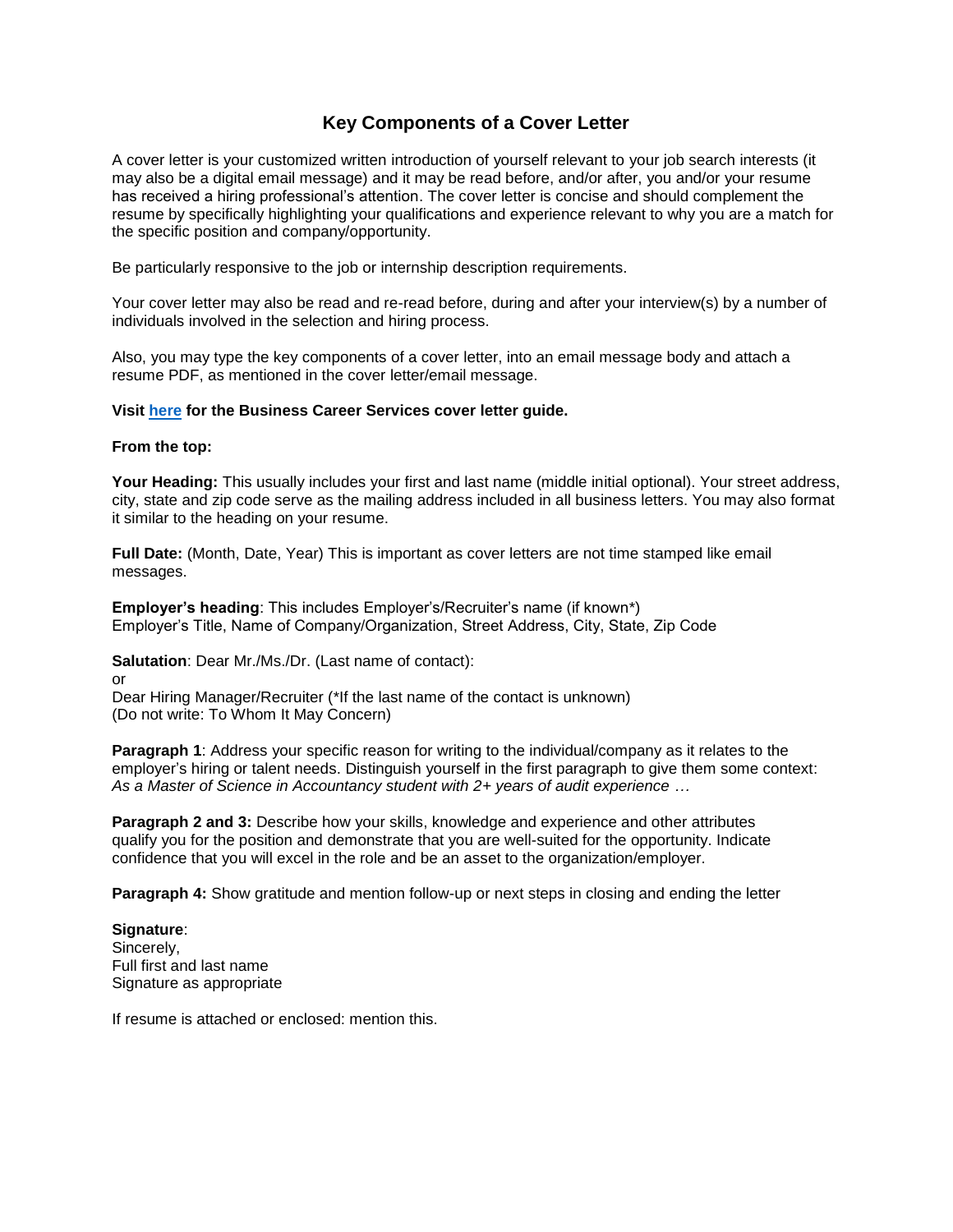# Key Components of a Cover Letter

A cover letter is your customized written introduction of yourself relevant to your job search interests (it may also be a digital email message) and it may be read before, and/or after, you and/or your resume has received a hiring professional's attention. The cover letter is concise and should complement the resume by specifically highlighting your qualifications and experience relevant to why you are a match for the specific position and company/opportunity.

Be particularly responsive to the job or internship description requirements.

Your cover letter may also be read and re-read before, during and after your interview(s) by a number of individuals involved in the selection and hiring process.

Also, you may type the key components of a cover letter, into an email message body and attach a resume PDF, as mentioned in the cover letter/email message.

**Visit here for the Business Career Services cover letter guide.**

**From the top:**

**Your Heading:** This usually includes your first and last name (middle initial optional). Your street address, city, state and zip code serve as the mailing address included in all business letters. You may also format it similar to the heading on your resume.

**Full Date:** (Month, Date, Year) This is important as cover letters are not time stamped like email messages.

**Employer's heading**: This includes Employer's/Recruiter's name (if known*)
Employer's Title, Name of Company/Organization, Street Address, City, State, Zip Code

**Salutation**: Dear Mr./Ms./Dr. (Last name of contact):
or
Dear Hiring Manager/Recruiter (*If the last name of the contact is unknown)
(Do not write: To Whom It May Concern)

**Paragraph 1**: Address your specific reason for writing to the individual/company as it relates to the employer's hiring or talent needs. Distinguish yourself in the first paragraph to give them some context: *As a Master of Science in Accountancy student with 2+ years of audit experience …*

**Paragraph 2 and 3:** Describe how your skills, knowledge and experience and other attributes qualify you for the position and demonstrate that you are well-suited for the opportunity. Indicate confidence that you will excel in the role and be an asset to the organization/employer.

**Paragraph 4:** Show gratitude and mention follow-up or next steps in closing and ending the letter

**Signature**:
Sincerely,
Full first and last name
Signature as appropriate

If resume is attached or enclosed: mention this.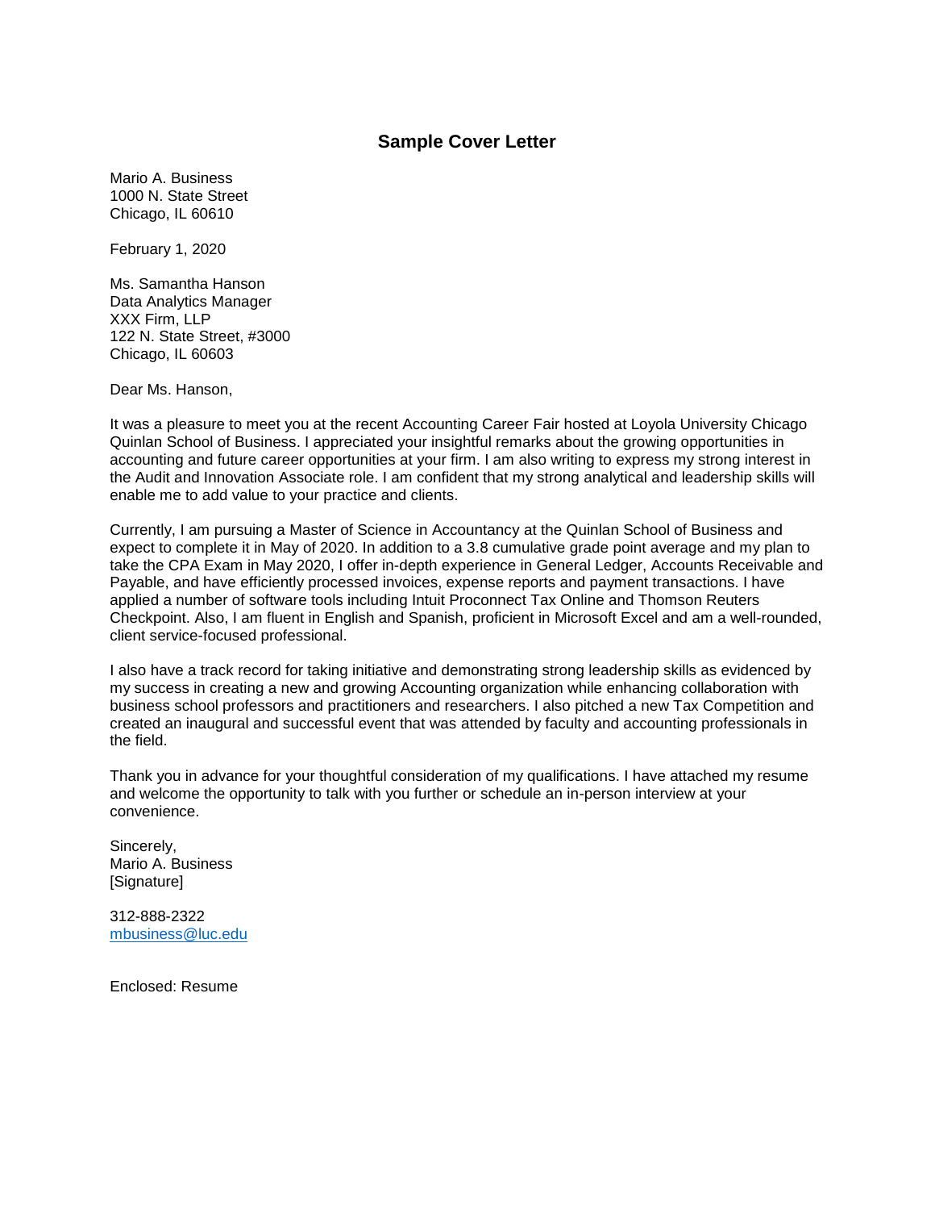## Sample Cover Letter

Mario A. Business
1000 N. State Street
Chicago, IL 60610

February 1, 2020

Ms. Samantha Hanson
Data Analytics Manager
XXX Firm, LLP
122 N. State Street, #3000
Chicago, IL 60603

Dear Ms. Hanson,

It was a pleasure to meet you at the recent Accounting Career Fair hosted at Loyola University Chicago Quinlan School of Business. I appreciated your insightful remarks about the growing opportunities in accounting and future career opportunities at your firm. I am also writing to express my strong interest in the Audit and Innovation Associate role. I am confident that my strong analytical and leadership skills will enable me to add value to your practice and clients.

Currently, I am pursuing a Master of Science in Accountancy at the Quinlan School of Business and expect to complete it in May of 2020. In addition to a 3.8 cumulative grade point average and my plan to take the CPA Exam in May 2020, I offer in-depth experience in General Ledger, Accounts Receivable and Payable, and have efficiently processed invoices, expense reports and payment transactions. I have applied a number of software tools including Intuit Proconnect Tax Online and Thomson Reuters Checkpoint. Also, I am fluent in English and Spanish, proficient in Microsoft Excel and am a well-rounded, client service-focused professional.

I also have a track record for taking initiative and demonstrating strong leadership skills as evidenced by my success in creating a new and growing Accounting organization while enhancing collaboration with business school professors and practitioners and researchers. I also pitched a new Tax Competition and created an inaugural and successful event that was attended by faculty and accounting professionals in the field.

Thank you in advance for your thoughtful consideration of my qualifications. I have attached my resume and welcome the opportunity to talk with you further or schedule an in-person interview at your convenience.

Sincerely,
Mario A. Business
[Signature]

312-888-2322
mbusiness@luc.edu

Enclosed: Resume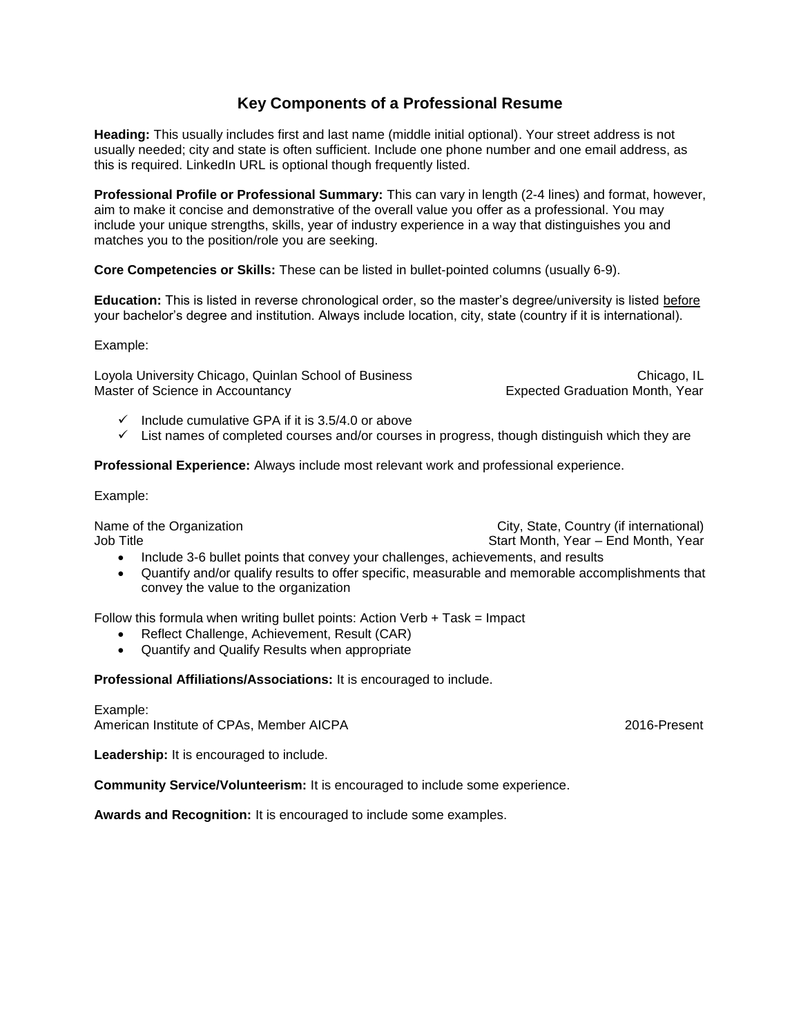# Key Components of a Professional Resume

**Heading:** This usually includes first and last name (middle initial optional). Your street address is not usually needed; city and state is often sufficient. Include one phone number and one email address, as this is required. LinkedIn URL is optional though frequently listed.

**Professional Profile or Professional Summary:** This can vary in length (2-4 lines) and format, however, aim to make it concise and demonstrative of the overall value you offer as a professional. You may include your unique strengths, skills, year of industry experience in a way that distinguishes you and matches you to the position/role you are seeking.

**Core Competencies or Skills:** These can be listed in bullet-pointed columns (usually 6-9).

**Education:** This is listed in reverse chronological order, so the master's degree/university is listed <u>before</u> your bachelor's degree and institution. Always include location, city, state (country if it is international).

Example:

Loyola University Chicago, Quinlan School of Business — Chicago, IL
Master of Science in Accountancy — Expected Graduation Month, Year

- ✓ Include cumulative GPA if it is 3.5/4.0 or above
- ✓ List names of completed courses and/or courses in progress, though distinguish which they are

**Professional Experience:** Always include most relevant work and professional experience.

Example:

Name of the Organization — City, State, Country (if international)
Job Title — Start Month, Year – End Month, Year

- Include 3-6 bullet points that convey your challenges, achievements, and results
- Quantify and/or qualify results to offer specific, measurable and memorable accomplishments that convey the value to the organization

Follow this formula when writing bullet points: Action Verb + Task = Impact

- Reflect Challenge, Achievement, Result (CAR)
- Quantify and Qualify Results when appropriate

**Professional Affiliations/Associations:** It is encouraged to include.

Example:
American Institute of CPAs, Member AICPA — 2016-Present

**Leadership:** It is encouraged to include.

**Community Service/Volunteerism:** It is encouraged to include some experience.

**Awards and Recognition:** It is encouraged to include some examples.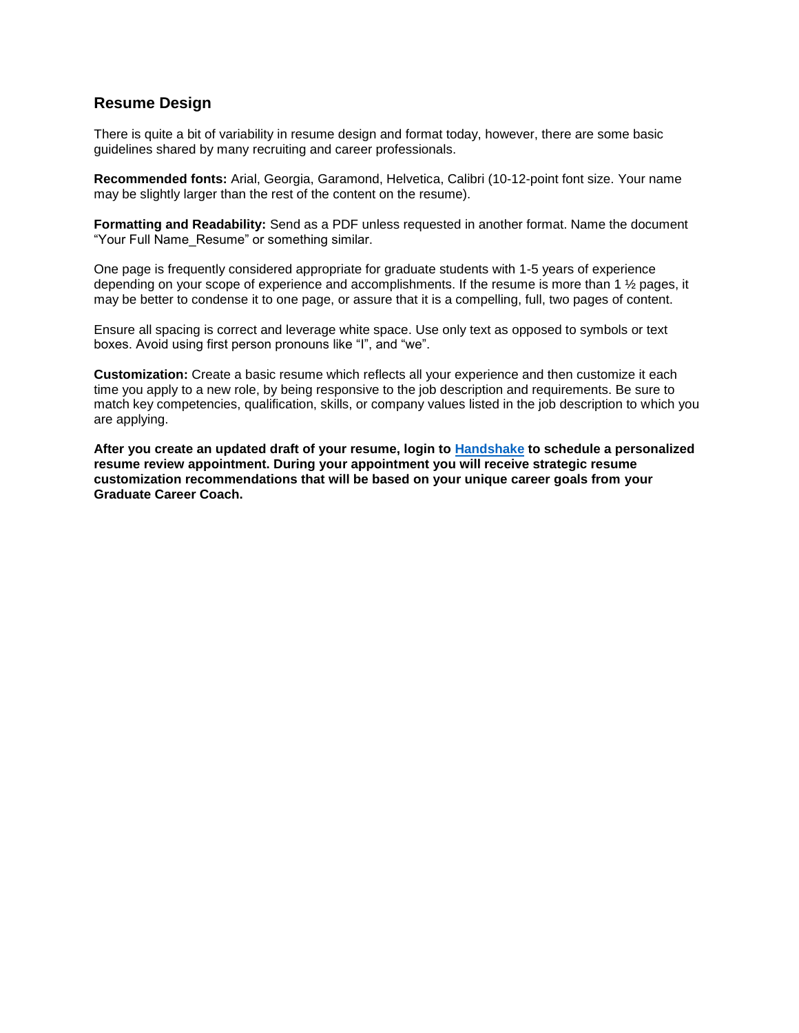## Resume Design

There is quite a bit of variability in resume design and format today, however, there are some basic guidelines shared by many recruiting and career professionals.

**Recommended fonts:** Arial, Georgia, Garamond, Helvetica, Calibri (10-12-point font size. Your name may be slightly larger than the rest of the content on the resume).

**Formatting and Readability:** Send as a PDF unless requested in another format. Name the document "Your Full Name_Resume" or something similar.

One page is frequently considered appropriate for graduate students with 1-5 years of experience depending on your scope of experience and accomplishments. If the resume is more than 1 ½ pages, it may be better to condense it to one page, or assure that it is a compelling, full, two pages of content.

Ensure all spacing is correct and leverage white space. Use only text as opposed to symbols or text boxes. Avoid using first person pronouns like "I", and "we".

**Customization:** Create a basic resume which reflects all your experience and then customize it each time you apply to a new role, by being responsive to the job description and requirements. Be sure to match key competencies, qualification, skills, or company values listed in the job description to which you are applying.

**After you create an updated draft of your resume, login to [Handshake] to schedule a personalized resume review appointment. During your appointment you will receive strategic resume customization recommendations that will be based on your unique career goals from your Graduate Career Coach.**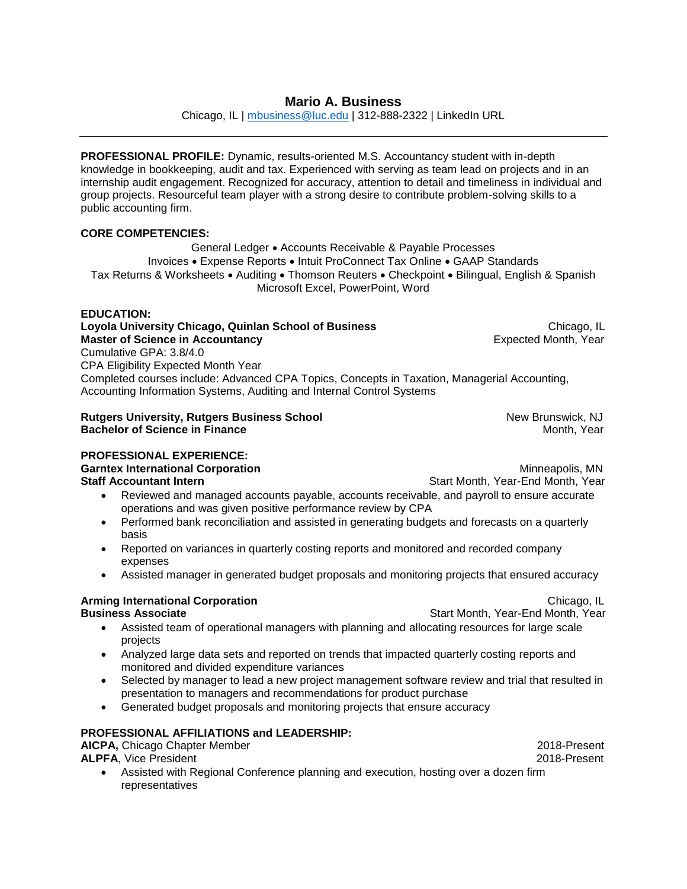# Mario A. Business

Chicago, IL | mbusiness@luc.edu | 312-888-2322 | LinkedIn URL

---

**PROFESSIONAL PROFILE:** Dynamic, results-oriented M.S. Accountancy student with in-depth knowledge in bookkeeping, audit and tax. Experienced with serving as team lead on projects and in an internship audit engagement. Recognized for accuracy, attention to detail and timeliness in individual and group projects. Resourceful team player with a strong desire to contribute problem-solving skills to a public accounting firm.

**CORE COMPETENCIES:**

General Ledger • Accounts Receivable & Payable Processes
Invoices • Expense Reports • Intuit ProConnect Tax Online • GAAP Standards
Tax Returns & Worksheets • Auditing • Thomson Reuters • Checkpoint • Bilingual, English & Spanish
Microsoft Excel, PowerPoint, Word

**EDUCATION:**

**Loyola University Chicago, Quinlan School of Business** — Chicago, IL
**Master of Science in Accountancy** — Expected Month, Year
Cumulative GPA: 3.8/4.0
CPA Eligibility Expected Month Year
Completed courses include: Advanced CPA Topics, Concepts in Taxation, Managerial Accounting, Accounting Information Systems, Auditing and Internal Control Systems

**Rutgers University, Rutgers Business School** — New Brunswick, NJ
**Bachelor of Science in Finance** — Month, Year

**PROFESSIONAL EXPERIENCE:**

**Garntex International Corporation** — Minneapolis, MN
**Staff Accountant Intern** — Start Month, Year-End Month, Year

- Reviewed and managed accounts payable, accounts receivable, and payroll to ensure accurate operations and was given positive performance review by CPA
- Performed bank reconciliation and assisted in generating budgets and forecasts on a quarterly basis
- Reported on variances in quarterly costing reports and monitored and recorded company expenses
- Assisted manager in generated budget proposals and monitoring projects that ensured accuracy

**Arming International Corporation** — Chicago, IL
**Business Associate** — Start Month, Year-End Month, Year

- Assisted team of operational managers with planning and allocating resources for large scale projects
- Analyzed large data sets and reported on trends that impacted quarterly costing reports and monitored and divided expenditure variances
- Selected by manager to lead a new project management software review and trial that resulted in presentation to managers and recommendations for product purchase
- Generated budget proposals and monitoring projects that ensure accuracy

**PROFESSIONAL AFFILIATIONS and LEADERSHIP:**

**AICPA,** Chicago Chapter Member — 2018-Present
**ALPFA**, Vice President — 2018-Present

- Assisted with Regional Conference planning and execution, hosting over a dozen firm representatives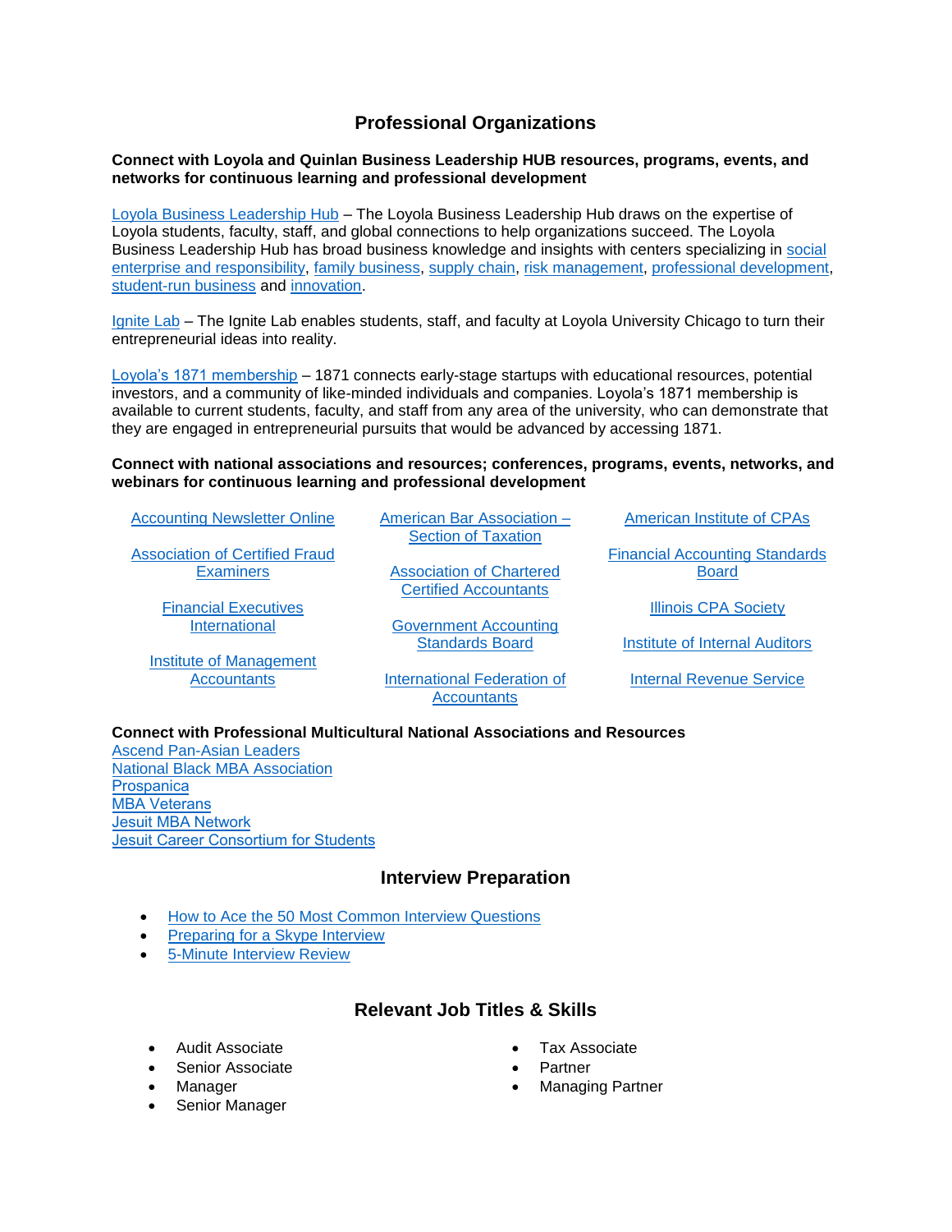## Professional Organizations

**Connect with Loyola and Quinlan Business Leadership HUB resources, programs, events, and networks for continuous learning and professional development**

Loyola Business Leadership Hub – The Loyola Business Leadership Hub draws on the expertise of Loyola students, faculty, staff, and global connections to help organizations succeed. The Loyola Business Leadership Hub has broad business knowledge and insights with centers specializing in social enterprise and responsibility, family business, supply chain, risk management, professional development, student-run business and innovation.

Ignite Lab – The Ignite Lab enables students, staff, and faculty at Loyola University Chicago to turn their entrepreneurial ideas into reality.

Loyola's 1871 membership – 1871 connects early-stage startups with educational resources, potential investors, and a community of like-minded individuals and companies. Loyola's 1871 membership is available to current students, faculty, and staff from any area of the university, who can demonstrate that they are engaged in entrepreneurial pursuits that would be advanced by accessing 1871.

**Connect with national associations and resources; conferences, programs, events, networks, and webinars for continuous learning and professional development**

- Accounting Newsletter Online
- Association of Certified Fraud Examiners
- Financial Executives International
- Institute of Management Accountants
- American Bar Association – Section of Taxation
- Association of Chartered Certified Accountants
- Government Accounting Standards Board
- International Federation of Accountants
- American Institute of CPAs
- Financial Accounting Standards Board
- Illinois CPA Society
- Institute of Internal Auditors
- Internal Revenue Service

**Connect with Professional Multicultural National Associations and Resources**

Ascend Pan-Asian Leaders
National Black MBA Association
Prospanica
MBA Veterans
Jesuit MBA Network
Jesuit Career Consortium for Students

## Interview Preparation

- How to Ace the 50 Most Common Interview Questions
- Preparing for a Skype Interview
- 5-Minute Interview Review

## Relevant Job Titles & Skills

- Audit Associate
- Senior Associate
- Manager
- Senior Manager
- Tax Associate
- Partner
- Managing Partner